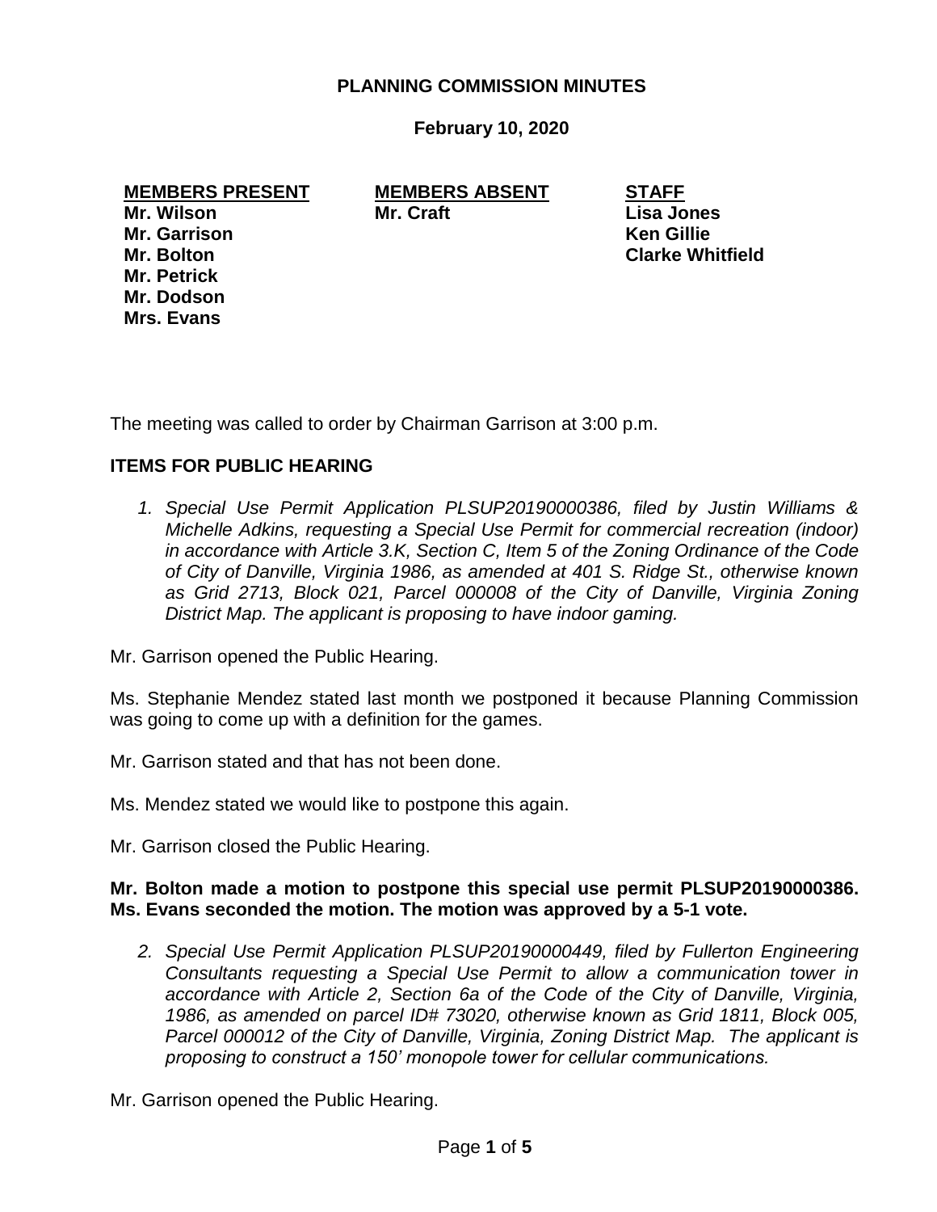# PLANNING COMMISSION MINUTES

**February 10, 2020**

| MEMBERS PRESENT | MEMBERS ABSENT | STAFF |
|---|---|---|
| Mr. Wilson | Mr. Craft | Lisa Jones |
| Mr. Garrison | | Ken Gillie |
| Mr. Bolton | | Clarke Whitfield |
| Mr. Petrick | | |
| Mr. Dodson | | |
| Mrs. Evans | | |

The meeting was called to order by Chairman Garrison at 3:00 p.m.

## ITEMS FOR PUBLIC HEARING

1. *Special Use Permit Application PLSUP20190000386, filed by Justin Williams & Michelle Adkins, requesting a Special Use Permit for commercial recreation (indoor) in accordance with Article 3.K, Section C, Item 5 of the Zoning Ordinance of the Code of City of Danville, Virginia 1986, as amended at 401 S. Ridge St., otherwise known as Grid 2713, Block 021, Parcel 000008 of the City of Danville, Virginia Zoning District Map. The applicant is proposing to have indoor gaming.*

Mr. Garrison opened the Public Hearing.

Ms. Stephanie Mendez stated last month we postponed it because Planning Commission was going to come up with a definition for the games.

Mr. Garrison stated and that has not been done.

Ms. Mendez stated we would like to postpone this again.

Mr. Garrison closed the Public Hearing.

**Mr. Bolton made a motion to postpone this special use permit PLSUP20190000386. Ms. Evans seconded the motion. The motion was approved by a 5-1 vote.**

2. *Special Use Permit Application PLSUP20190000449, filed by Fullerton Engineering Consultants requesting a Special Use Permit to allow a communication tower in accordance with Article 2, Section 6a of the Code of the City of Danville, Virginia, 1986, as amended on parcel ID# 73020, otherwise known as Grid 1811, Block 005, Parcel 000012 of the City of Danville, Virginia, Zoning District Map. The applicant is proposing to construct a 150' monopole tower for cellular communications.*

Mr. Garrison opened the Public Hearing.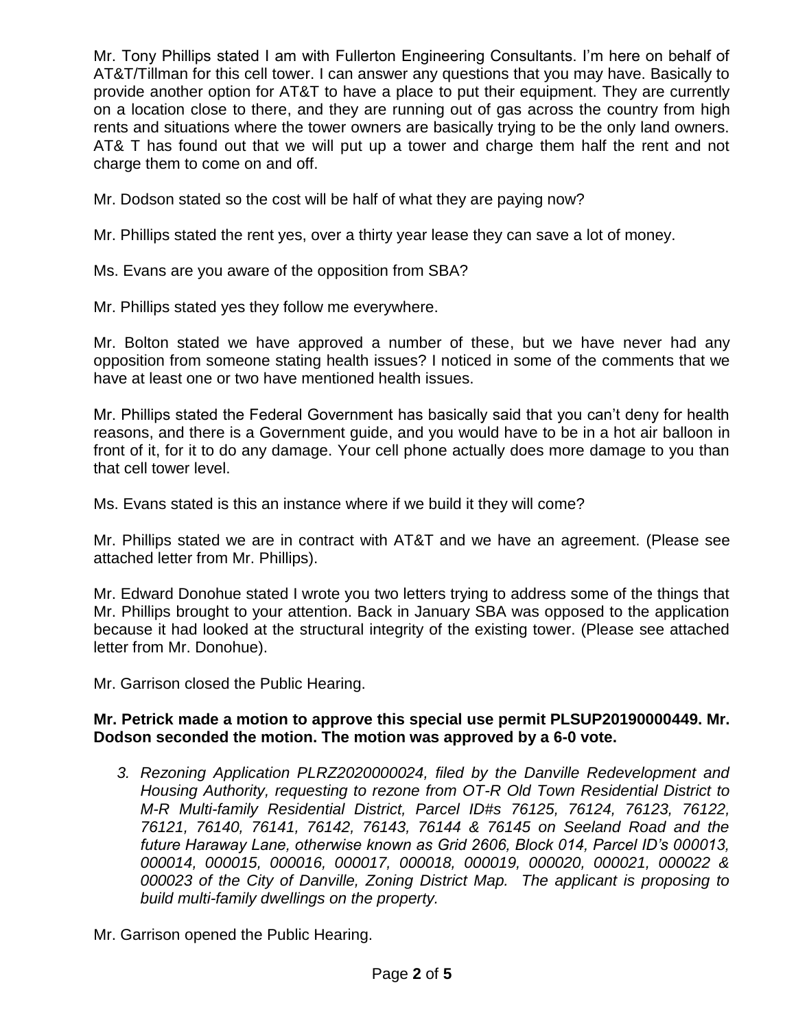Mr. Tony Phillips stated I am with Fullerton Engineering Consultants. I'm here on behalf of AT&T/Tillman for this cell tower. I can answer any questions that you may have. Basically to provide another option for AT&T to have a place to put their equipment. They are currently on a location close to there, and they are running out of gas across the country from high rents and situations where the tower owners are basically trying to be the only land owners. AT& T has found out that we will put up a tower and charge them half the rent and not charge them to come on and off.

Mr. Dodson stated so the cost will be half of what they are paying now?

Mr. Phillips stated the rent yes, over a thirty year lease they can save a lot of money.

Ms. Evans are you aware of the opposition from SBA?

Mr. Phillips stated yes they follow me everywhere.

Mr. Bolton stated we have approved a number of these, but we have never had any opposition from someone stating health issues? I noticed in some of the comments that we have at least one or two have mentioned health issues.

Mr. Phillips stated the Federal Government has basically said that you can't deny for health reasons, and there is a Government guide, and you would have to be in a hot air balloon in front of it, for it to do any damage. Your cell phone actually does more damage to you than that cell tower level.

Ms. Evans stated is this an instance where if we build it they will come?

Mr. Phillips stated we are in contract with AT&T and we have an agreement. (Please see attached letter from Mr. Phillips).

Mr. Edward Donohue stated I wrote you two letters trying to address some of the things that Mr. Phillips brought to your attention. Back in January SBA was opposed to the application because it had looked at the structural integrity of the existing tower. (Please see attached letter from Mr. Donohue).

Mr. Garrison closed the Public Hearing.

**Mr. Petrick made a motion to approve this special use permit PLSUP20190000449. Mr. Dodson seconded the motion. The motion was approved by a 6-0 vote.**

3. *Rezoning Application PLRZ2020000024, filed by the Danville Redevelopment and Housing Authority, requesting to rezone from OT-R Old Town Residential District to M-R Multi-family Residential District, Parcel ID#s 76125, 76124, 76123, 76122, 76121, 76140, 76141, 76142, 76143, 76144 & 76145 on Seeland Road and the future Haraway Lane, otherwise known as Grid 2606, Block 014, Parcel ID's 000013, 000014, 000015, 000016, 000017, 000018, 000019, 000020, 000021, 000022 & 000023 of the City of Danville, Zoning District Map. The applicant is proposing to build multi-family dwellings on the property.*

Mr. Garrison opened the Public Hearing.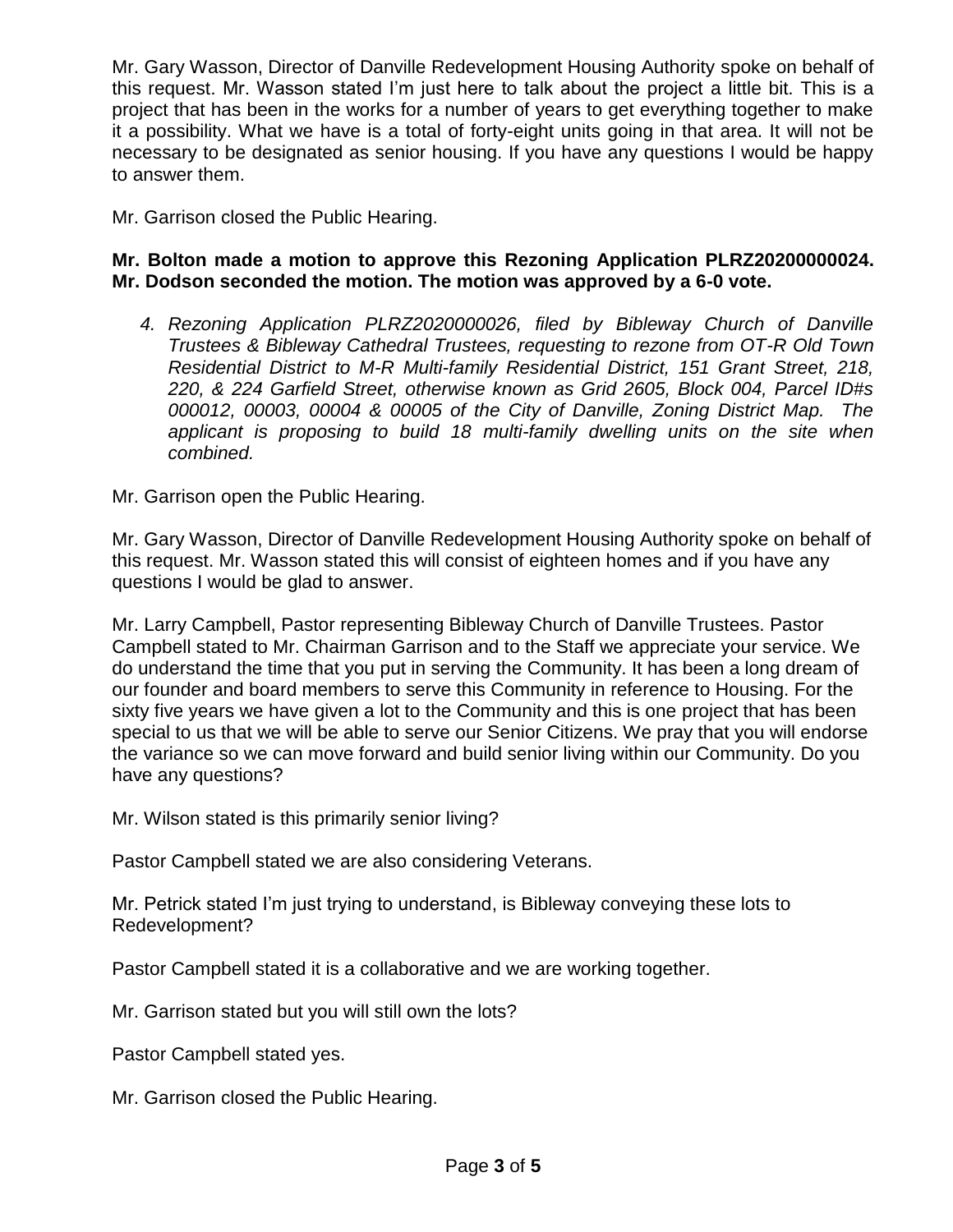Mr. Gary Wasson, Director of Danville Redevelopment Housing Authority spoke on behalf of this request. Mr. Wasson stated I'm just here to talk about the project a little bit. This is a project that has been in the works for a number of years to get everything together to make it a possibility. What we have is a total of forty-eight units going in that area. It will not be necessary to be designated as senior housing. If you have any questions I would be happy to answer them.

Mr. Garrison closed the Public Hearing.

**Mr. Bolton made a motion to approve this Rezoning Application PLRZ20200000024. Mr. Dodson seconded the motion. The motion was approved by a 6-0 vote.**

4. *Rezoning Application PLRZ2020000026, filed by Bibleway Church of Danville Trustees & Bibleway Cathedral Trustees, requesting to rezone from OT-R Old Town Residential District to M-R Multi-family Residential District, 151 Grant Street, 218, 220, & 224 Garfield Street, otherwise known as Grid 2605, Block 004, Parcel ID#s 000012, 00003, 00004 & 00005 of the City of Danville, Zoning District Map. The applicant is proposing to build 18 multi-family dwelling units on the site when combined.*

Mr. Garrison open the Public Hearing.

Mr. Gary Wasson, Director of Danville Redevelopment Housing Authority spoke on behalf of this request. Mr. Wasson stated this will consist of eighteen homes and if you have any questions I would be glad to answer.

Mr. Larry Campbell, Pastor representing Bibleway Church of Danville Trustees. Pastor Campbell stated to Mr. Chairman Garrison and to the Staff we appreciate your service. We do understand the time that you put in serving the Community. It has been a long dream of our founder and board members to serve this Community in reference to Housing. For the sixty five years we have given a lot to the Community and this is one project that has been special to us that we will be able to serve our Senior Citizens. We pray that you will endorse the variance so we can move forward and build senior living within our Community. Do you have any questions?

Mr. Wilson stated is this primarily senior living?

Pastor Campbell stated we are also considering Veterans.

Mr. Petrick stated I'm just trying to understand, is Bibleway conveying these lots to Redevelopment?

Pastor Campbell stated it is a collaborative and we are working together.

Mr. Garrison stated but you will still own the lots?

Pastor Campbell stated yes.

Mr. Garrison closed the Public Hearing.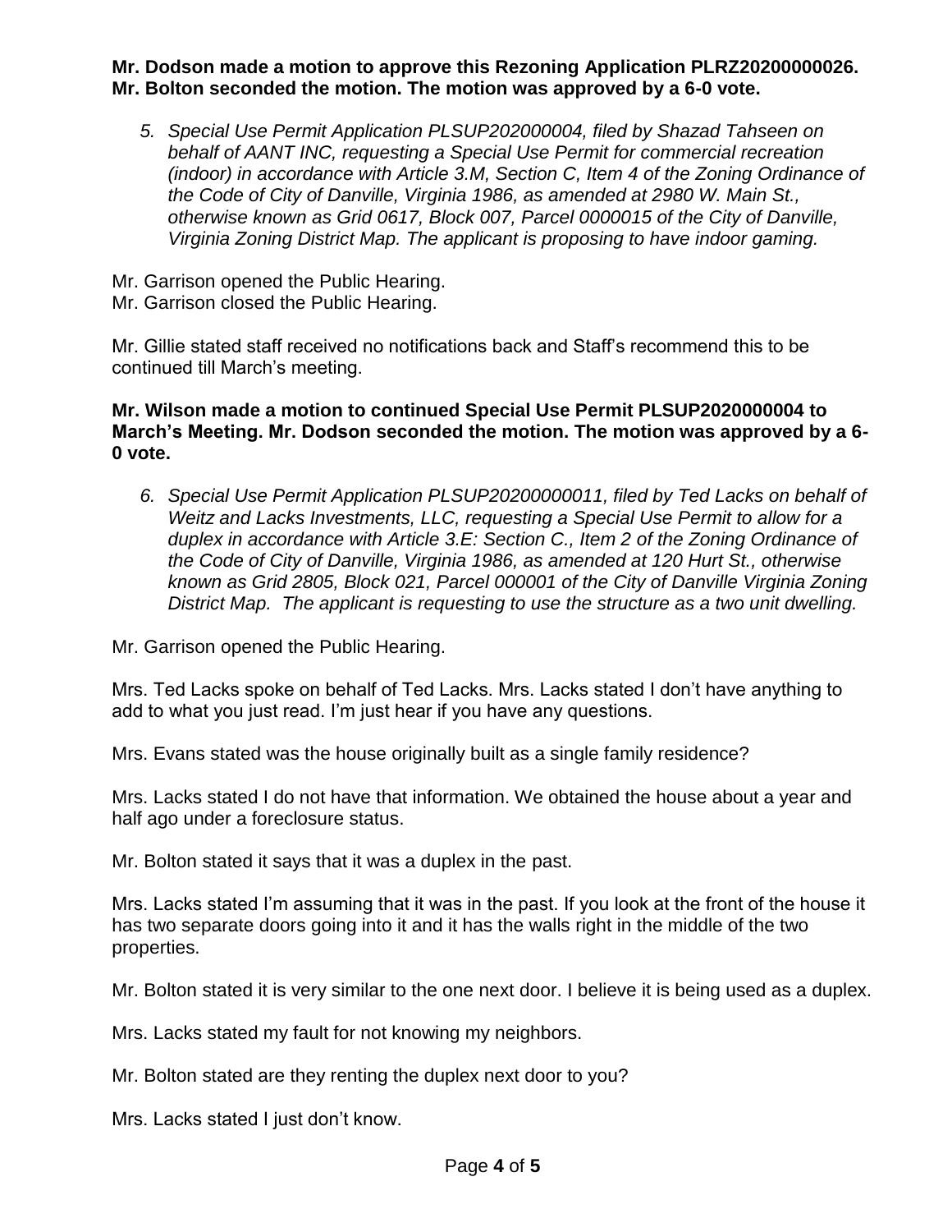**Mr. Dodson made a motion to approve this Rezoning Application PLRZ20200000026. Mr. Bolton seconded the motion. The motion was approved by a 6-0 vote.**

5. *Special Use Permit Application PLSUP202000004, filed by Shazad Tahseen on behalf of AANT INC, requesting a Special Use Permit for commercial recreation (indoor) in accordance with Article 3.M, Section C, Item 4 of the Zoning Ordinance of the Code of City of Danville, Virginia 1986, as amended at 2980 W. Main St., otherwise known as Grid 0617, Block 007, Parcel 0000015 of the City of Danville, Virginia Zoning District Map. The applicant is proposing to have indoor gaming.*

Mr. Garrison opened the Public Hearing.
Mr. Garrison closed the Public Hearing.

Mr. Gillie stated staff received no notifications back and Staff's recommend this to be continued till March's meeting.

**Mr. Wilson made a motion to continued Special Use Permit PLSUP2020000004 to March's Meeting. Mr. Dodson seconded the motion. The motion was approved by a 6-0 vote.**

6. *Special Use Permit Application PLSUP20200000011, filed by Ted Lacks on behalf of Weitz and Lacks Investments, LLC, requesting a Special Use Permit to allow for a duplex in accordance with Article 3.E: Section C., Item 2 of the Zoning Ordinance of the Code of City of Danville, Virginia 1986, as amended at 120 Hurt St., otherwise known as Grid 2805, Block 021, Parcel 000001 of the City of Danville Virginia Zoning District Map. The applicant is requesting to use the structure as a two unit dwelling.*

Mr. Garrison opened the Public Hearing.

Mrs. Ted Lacks spoke on behalf of Ted Lacks. Mrs. Lacks stated I don't have anything to add to what you just read. I'm just hear if you have any questions.

Mrs. Evans stated was the house originally built as a single family residence?

Mrs. Lacks stated I do not have that information. We obtained the house about a year and half ago under a foreclosure status.

Mr. Bolton stated it says that it was a duplex in the past.

Mrs. Lacks stated I'm assuming that it was in the past. If you look at the front of the house it has two separate doors going into it and it has the walls right in the middle of the two properties.

Mr. Bolton stated it is very similar to the one next door. I believe it is being used as a duplex.

Mrs. Lacks stated my fault for not knowing my neighbors.

Mr. Bolton stated are they renting the duplex next door to you?

Mrs. Lacks stated I just don't know.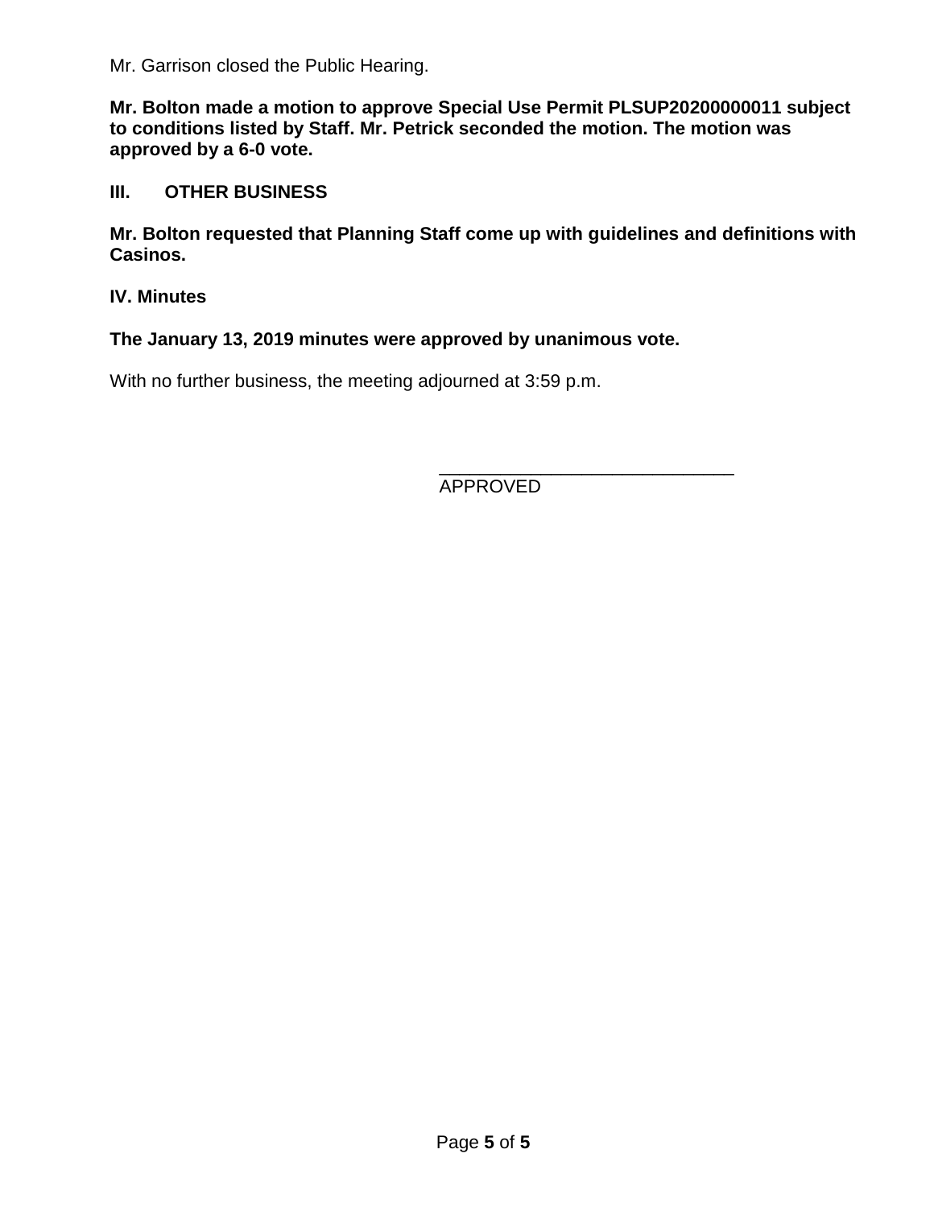Mr. Garrison closed the Public Hearing.

**Mr. Bolton made a motion to approve Special Use Permit PLSUP20200000011 subject to conditions listed by Staff. Mr. Petrick seconded the motion. The motion was approved by a 6-0 vote.**

## III. OTHER BUSINESS

**Mr. Bolton requested that Planning Staff come up with guidelines and definitions with Casinos.**

## IV. Minutes

**The January 13, 2019 minutes were approved by unanimous vote.**

With no further business, the meeting adjourned at 3:59 p.m.

\_\_\_\_\_\_\_\_\_\_\_\_\_\_\_\_\_\_\_\_\_\_\_\_\_\_\_\_\_\_
APPROVED